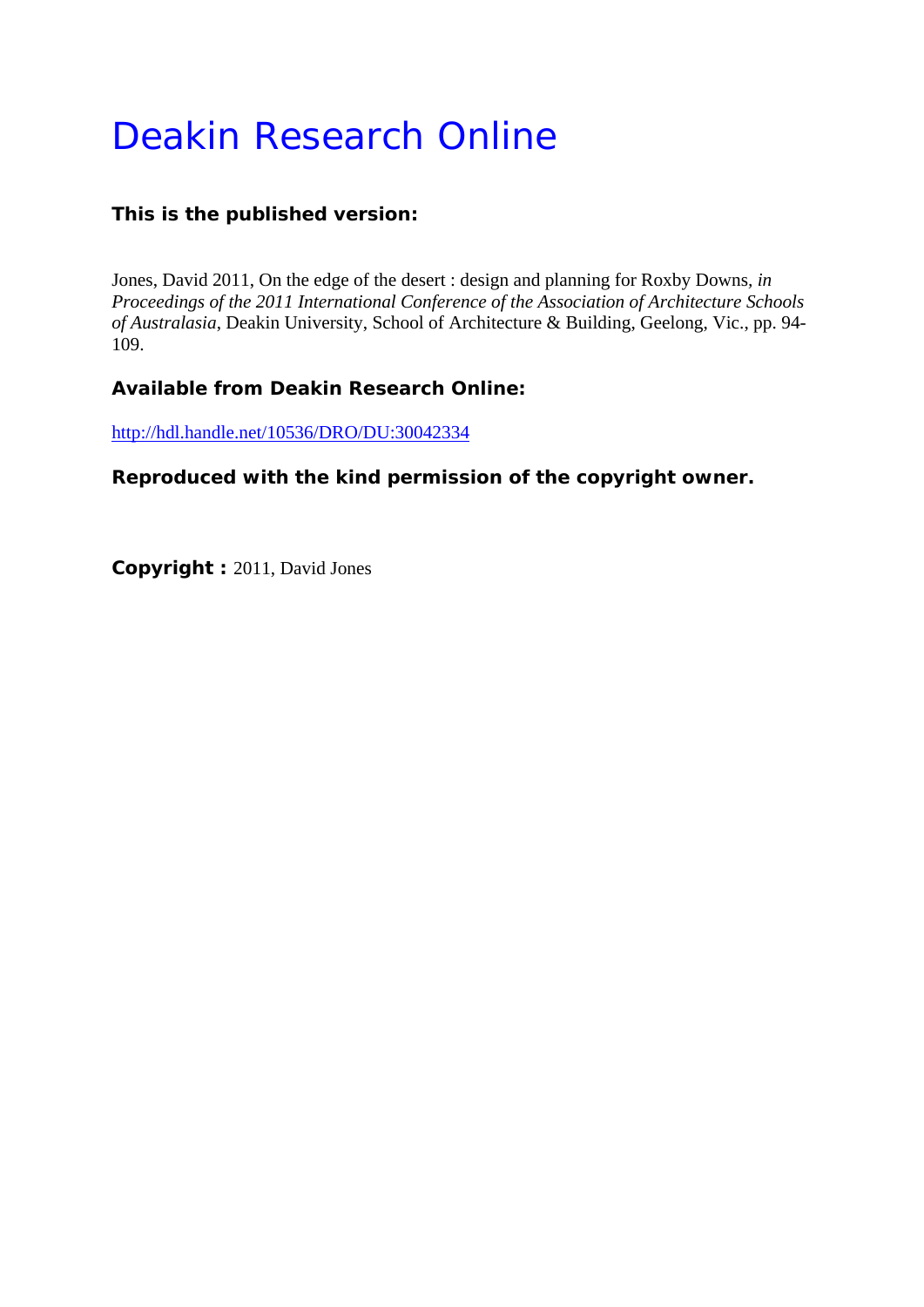# Deakin Research Online

**This is the published version:**

Jones, David 2011, On the edge of the desert : design and planning for Roxby Downs*, in Proceedings of the 2011 International Conference of the Association of Architecture Schools of Australasia*, Deakin University, School of Architecture & Building, Geelong, Vic., pp. 94-109.

**Available from Deakin Research Online:**

http://hdl.handle.net/10536/DRO/DU:30042334

**Reproduced with the kind permission of the copyright owner.**

**Copyright :** 2011, David Jones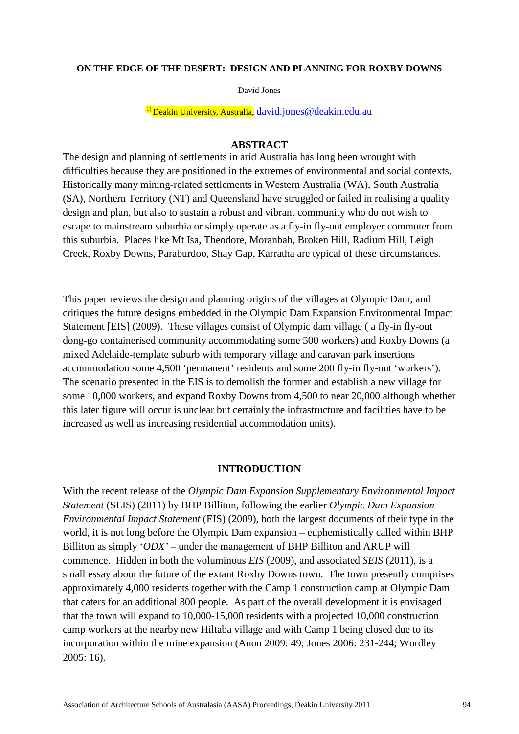**ON THE EDGE OF THE DESERT: DESIGN AND PLANNING FOR ROXBY DOWNS**

David Jones

[1] Deakin University, Australia, david.jones@deakin.edu.au

## ABSTRACT

The design and planning of settlements in arid Australia has long been wrought with difficulties because they are positioned in the extremes of environmental and social contexts. Historically many mining-related settlements in Western Australia (WA), South Australia (SA), Northern Territory (NT) and Queensland have struggled or failed in realising a quality design and plan, but also to sustain a robust and vibrant community who do not wish to escape to mainstream suburbia or simply operate as a fly-in fly-out employer commuter from this suburbia. Places like Mt Isa, Theodore, Moranbah, Broken Hill, Radium Hill, Leigh Creek, Roxby Downs, Paraburdoo, Shay Gap, Karratha are typical of these circumstances.

This paper reviews the design and planning origins of the villages at Olympic Dam, and critiques the future designs embedded in the Olympic Dam Expansion Environmental Impact Statement [EIS] (2009). These villages consist of Olympic dam village ( a fly-in fly-out dong-go containerised community accommodating some 500 workers) and Roxby Downs (a mixed Adelaide-template suburb with temporary village and caravan park insertions accommodation some 4,500 'permanent' residents and some 200 fly-in fly-out 'workers'). The scenario presented in the EIS is to demolish the former and establish a new village for some 10,000 workers, and expand Roxby Downs from 4,500 to near 20,000 although whether this later figure will occur is unclear but certainly the infrastructure and facilities have to be increased as well as increasing residential accommodation units).

## INTRODUCTION

With the recent release of the *Olympic Dam Expansion Supplementary Environmental Impact Statement* (SEIS) (2011) by BHP Billiton, following the earlier *Olympic Dam Expansion Environmental Impact Statement* (EIS) (2009), both the largest documents of their type in the world, it is not long before the Olympic Dam expansion – euphemistically called within BHP Billiton as simply '*ODX'* – under the management of BHP Billiton and ARUP will commence. Hidden in both the voluminous *EIS* (2009), and associated *SEIS* (2011), is a small essay about the future of the extant Roxby Downs town. The town presently comprises approximately 4,000 residents together with the Camp 1 construction camp at Olympic Dam that caters for an additional 800 people. As part of the overall development it is envisaged that the town will expand to 10,000-15,000 residents with a projected 10,000 construction camp workers at the nearby new Hiltaba village and with Camp 1 being closed due to its incorporation within the mine expansion (Anon 2009: 49; Jones 2006: 231-244; Wordley 2005: 16).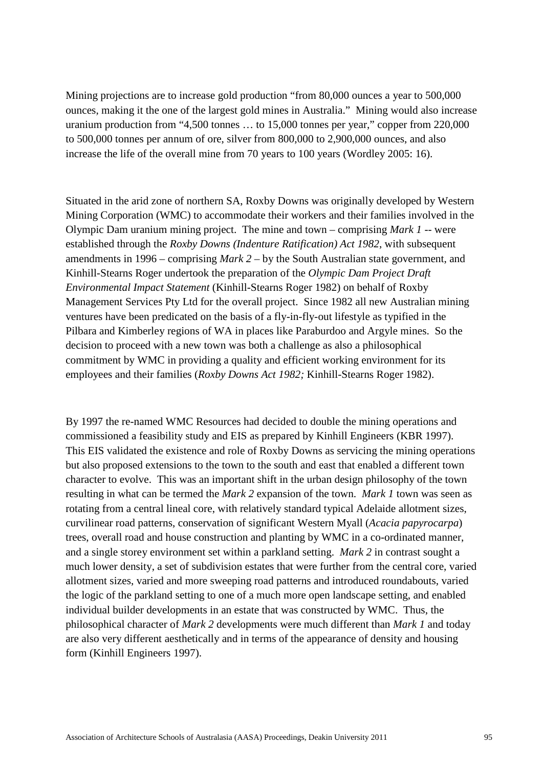Mining projections are to increase gold production “from 80,000 ounces a year to 500,000 ounces, making it the one of the largest gold mines in Australia.” Mining would also increase uranium production from “4,500 tonnes … to 15,000 tonnes per year,” copper from 220,000 to 500,000 tonnes per annum of ore, silver from 800,000 to 2,900,000 ounces, and also increase the life of the overall mine from 70 years to 100 years (Wordley 2005: 16).

Situated in the arid zone of northern SA, Roxby Downs was originally developed by Western Mining Corporation (WMC) to accommodate their workers and their families involved in the Olympic Dam uranium mining project. The mine and town – comprising *Mark 1* -- were established through the *Roxby Downs (Indenture Ratification) Act 1982*, with subsequent amendments in 1996 – comprising *Mark 2* – by the South Australian state government, and Kinhill-Stearns Roger undertook the preparation of the *Olympic Dam Project Draft Environmental Impact Statement* (Kinhill-Stearns Roger 1982) on behalf of Roxby Management Services Pty Ltd for the overall project. Since 1982 all new Australian mining ventures have been predicated on the basis of a fly-in-fly-out lifestyle as typified in the Pilbara and Kimberley regions of WA in places like Paraburdoo and Argyle mines. So the decision to proceed with a new town was both a challenge as also a philosophical commitment by WMC in providing a quality and efficient working environment for its employees and their families (*Roxby Downs Act 1982;* Kinhill-Stearns Roger 1982).

By 1997 the re-named WMC Resources had decided to double the mining operations and commissioned a feasibility study and EIS as prepared by Kinhill Engineers (KBR 1997). This EIS validated the existence and role of Roxby Downs as servicing the mining operations but also proposed extensions to the town to the south and east that enabled a different town character to evolve. This was an important shift in the urban design philosophy of the town resulting in what can be termed the *Mark 2* expansion of the town. *Mark 1* town was seen as rotating from a central lineal core, with relatively standard typical Adelaide allotment sizes, curvilinear road patterns, conservation of significant Western Myall (*Acacia papyrocarpa*) trees, overall road and house construction and planting by WMC in a co-ordinated manner, and a single storey environment set within a parkland setting. *Mark 2* in contrast sought a much lower density, a set of subdivision estates that were further from the central core, varied allotment sizes, varied and more sweeping road patterns and introduced roundabouts, varied the logic of the parkland setting to one of a much more open landscape setting, and enabled individual builder developments in an estate that was constructed by WMC. Thus, the philosophical character of *Mark 2* developments were much different than *Mark 1* and today are also very different aesthetically and in terms of the appearance of density and housing form (Kinhill Engineers 1997).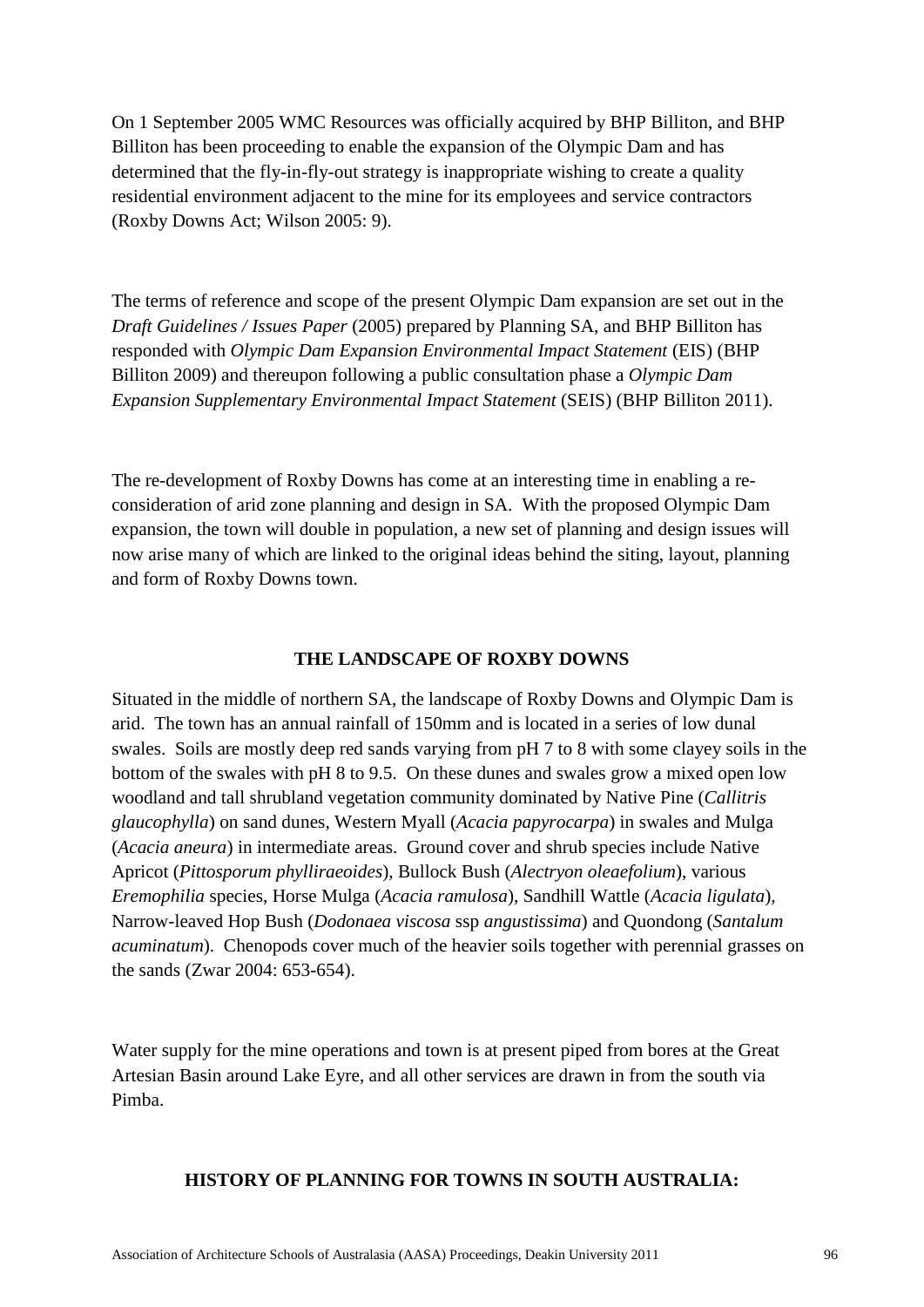On 1 September 2005 WMC Resources was officially acquired by BHP Billiton, and BHP Billiton has been proceeding to enable the expansion of the Olympic Dam and has determined that the fly-in-fly-out strategy is inappropriate wishing to create a quality residential environment adjacent to the mine for its employees and service contractors (Roxby Downs Act; Wilson 2005: 9).

The terms of reference and scope of the present Olympic Dam expansion are set out in the *Draft Guidelines / Issues Paper* (2005) prepared by Planning SA, and BHP Billiton has responded with *Olympic Dam Expansion Environmental Impact Statement* (EIS) (BHP Billiton 2009) and thereupon following a public consultation phase a *Olympic Dam Expansion Supplementary Environmental Impact Statement* (SEIS) (BHP Billiton 2011).

The re-development of Roxby Downs has come at an interesting time in enabling a re-consideration of arid zone planning and design in SA. With the proposed Olympic Dam expansion, the town will double in population, a new set of planning and design issues will now arise many of which are linked to the original ideas behind the siting, layout, planning and form of Roxby Downs town.

## THE LANDSCAPE OF ROXBY DOWNS

Situated in the middle of northern SA, the landscape of Roxby Downs and Olympic Dam is arid. The town has an annual rainfall of 150mm and is located in a series of low dunal swales. Soils are mostly deep red sands varying from pH 7 to 8 with some clayey soils in the bottom of the swales with pH 8 to 9.5. On these dunes and swales grow a mixed open low woodland and tall shrubland vegetation community dominated by Native Pine (*Callitris glaucophylla*) on sand dunes, Western Myall (*Acacia papyrocarpa*) in swales and Mulga (*Acacia aneura*) in intermediate areas. Ground cover and shrub species include Native Apricot (*Pittosporum phylliraeoides*), Bullock Bush (*Alectryon oleaefolium*), various *Eremophilia* species, Horse Mulga (*Acacia ramulosa*), Sandhill Wattle (*Acacia ligulata*), Narrow-leaved Hop Bush (*Dodonaea viscosa* ssp *angustissima*) and Quondong (*Santalum acuminatum*). Chenopods cover much of the heavier soils together with perennial grasses on the sands (Zwar 2004: 653-654).

Water supply for the mine operations and town is at present piped from bores at the Great Artesian Basin around Lake Eyre, and all other services are drawn in from the south via Pimba.

## HISTORY OF PLANNING FOR TOWNS IN SOUTH AUSTRALIA: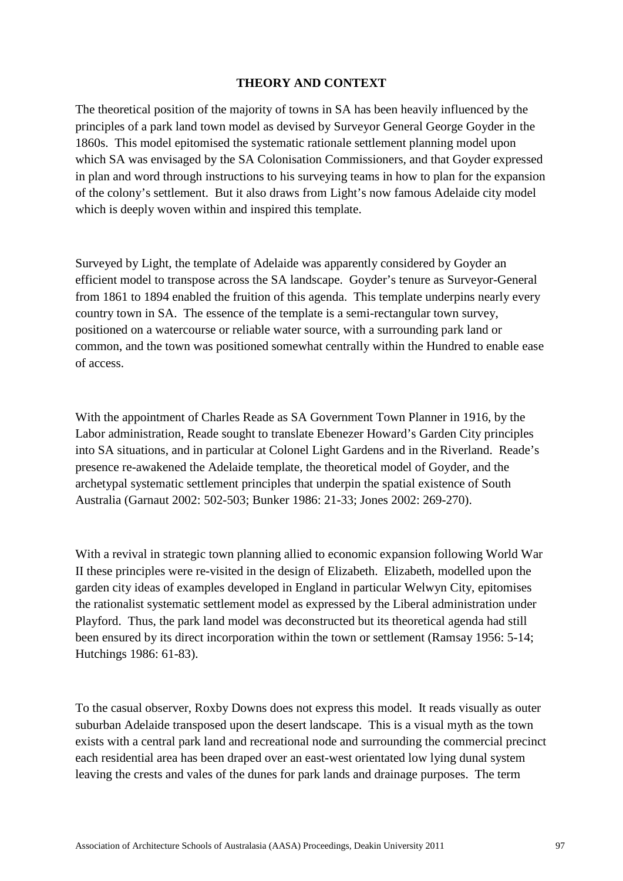## THEORY AND CONTEXT

The theoretical position of the majority of towns in SA has been heavily influenced by the principles of a park land town model as devised by Surveyor General George Goyder in the 1860s. This model epitomised the systematic rationale settlement planning model upon which SA was envisaged by the SA Colonisation Commissioners, and that Goyder expressed in plan and word through instructions to his surveying teams in how to plan for the expansion of the colony's settlement. But it also draws from Light's now famous Adelaide city model which is deeply woven within and inspired this template.

Surveyed by Light, the template of Adelaide was apparently considered by Goyder an efficient model to transpose across the SA landscape. Goyder's tenure as Surveyor-General from 1861 to 1894 enabled the fruition of this agenda. This template underpins nearly every country town in SA. The essence of the template is a semi-rectangular town survey, positioned on a watercourse or reliable water source, with a surrounding park land or common, and the town was positioned somewhat centrally within the Hundred to enable ease of access.

With the appointment of Charles Reade as SA Government Town Planner in 1916, by the Labor administration, Reade sought to translate Ebenezer Howard's Garden City principles into SA situations, and in particular at Colonel Light Gardens and in the Riverland. Reade's presence re-awakened the Adelaide template, the theoretical model of Goyder, and the archetypal systematic settlement principles that underpin the spatial existence of South Australia (Garnaut 2002: 502-503; Bunker 1986: 21-33; Jones 2002: 269-270).

With a revival in strategic town planning allied to economic expansion following World War II these principles were re-visited in the design of Elizabeth. Elizabeth, modelled upon the garden city ideas of examples developed in England in particular Welwyn City, epitomises the rationalist systematic settlement model as expressed by the Liberal administration under Playford. Thus, the park land model was deconstructed but its theoretical agenda had still been ensured by its direct incorporation within the town or settlement (Ramsay 1956: 5-14; Hutchings 1986: 61-83).

To the casual observer, Roxby Downs does not express this model. It reads visually as outer suburban Adelaide transposed upon the desert landscape. This is a visual myth as the town exists with a central park land and recreational node and surrounding the commercial precinct each residential area has been draped over an east-west orientated low lying dunal system leaving the crests and vales of the dunes for park lands and drainage purposes. The term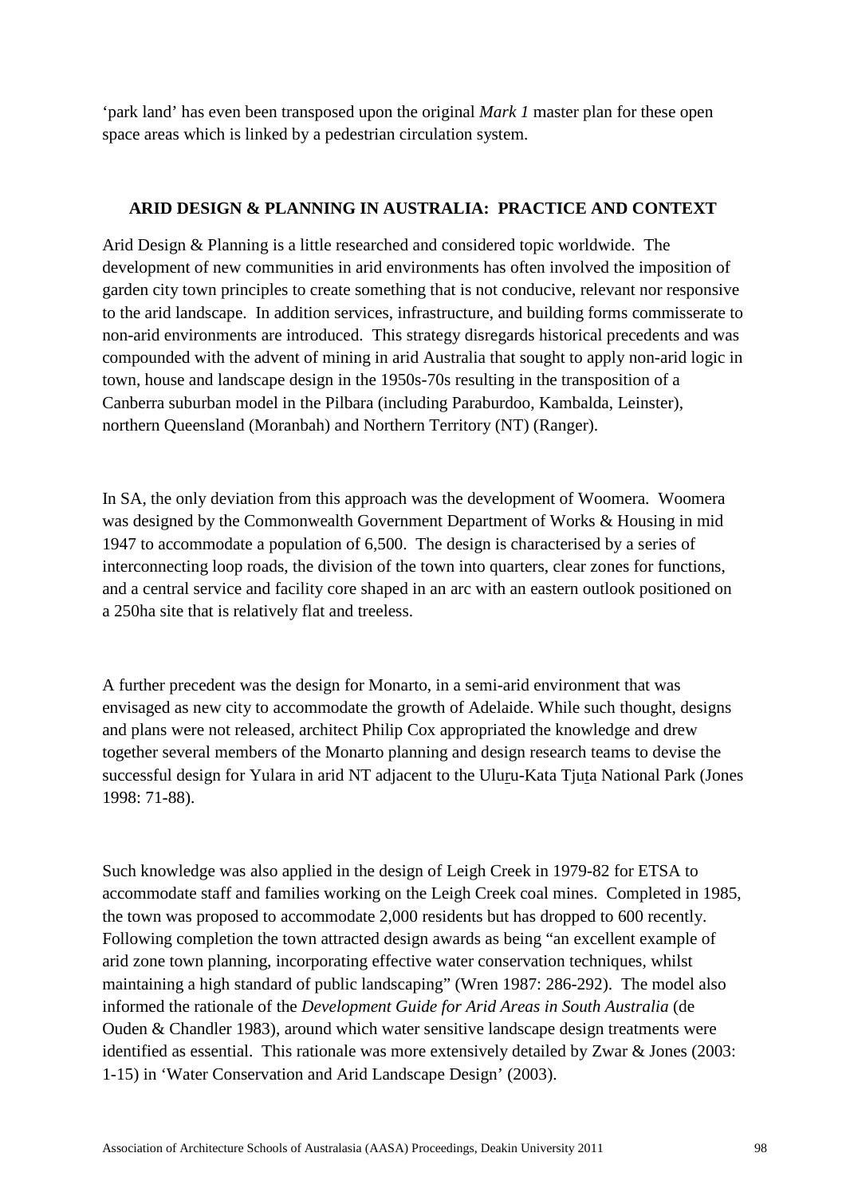'park land' has even been transposed upon the original *Mark 1* master plan for these open space areas which is linked by a pedestrian circulation system.

## ARID DESIGN & PLANNING IN AUSTRALIA: PRACTICE AND CONTEXT

Arid Design & Planning is a little researched and considered topic worldwide. The development of new communities in arid environments has often involved the imposition of garden city town principles to create something that is not conducive, relevant nor responsive to the arid landscape. In addition services, infrastructure, and building forms commisserate to non-arid environments are introduced. This strategy disregards historical precedents and was compounded with the advent of mining in arid Australia that sought to apply non-arid logic in town, house and landscape design in the 1950s-70s resulting in the transposition of a Canberra suburban model in the Pilbara (including Paraburdoo, Kambalda, Leinster), northern Queensland (Moranbah) and Northern Territory (NT) (Ranger).

In SA, the only deviation from this approach was the development of Woomera. Woomera was designed by the Commonwealth Government Department of Works & Housing in mid 1947 to accommodate a population of 6,500. The design is characterised by a series of interconnecting loop roads, the division of the town into quarters, clear zones for functions, and a central service and facility core shaped in an arc with an eastern outlook positioned on a 250ha site that is relatively flat and treeless.

A further precedent was the design for Monarto, in a semi-arid environment that was envisaged as new city to accommodate the growth of Adelaide. While such thought, designs and plans were not released, architect Philip Cox appropriated the knowledge and drew together several members of the Monarto planning and design research teams to devise the successful design for Yulara in arid NT adjacent to the Uluṟu-Kata Tjuṯa National Park (Jones 1998: 71-88).

Such knowledge was also applied in the design of Leigh Creek in 1979-82 for ETSA to accommodate staff and families working on the Leigh Creek coal mines. Completed in 1985, the town was proposed to accommodate 2,000 residents but has dropped to 600 recently. Following completion the town attracted design awards as being "an excellent example of arid zone town planning, incorporating effective water conservation techniques, whilst maintaining a high standard of public landscaping" (Wren 1987: 286-292). The model also informed the rationale of the *Development Guide for Arid Areas in South Australia* (de Ouden & Chandler 1983), around which water sensitive landscape design treatments were identified as essential. This rationale was more extensively detailed by Zwar & Jones (2003: 1-15) in 'Water Conservation and Arid Landscape Design' (2003).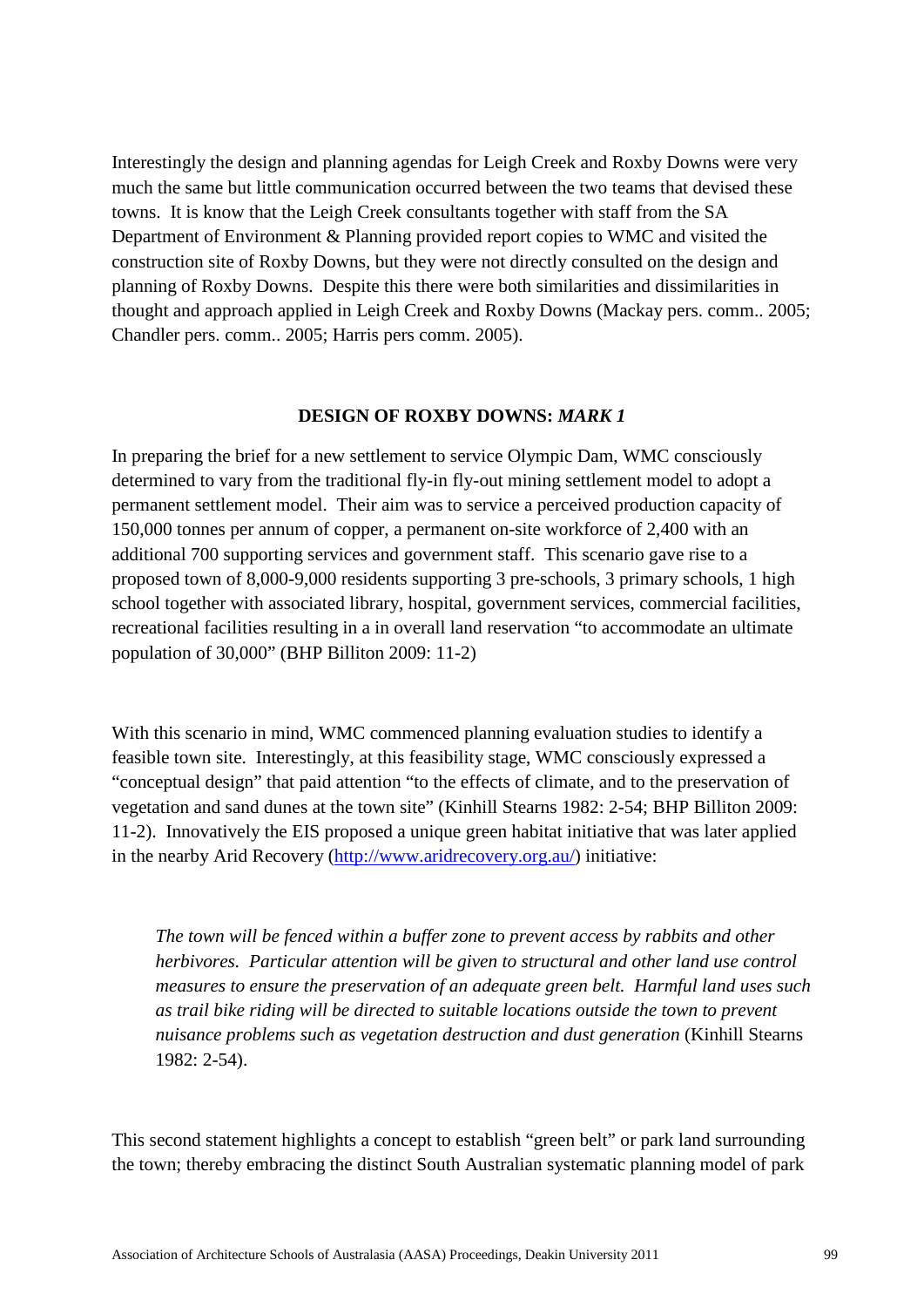Interestingly the design and planning agendas for Leigh Creek and Roxby Downs were very much the same but little communication occurred between the two teams that devised these towns. It is know that the Leigh Creek consultants together with staff from the SA Department of Environment & Planning provided report copies to WMC and visited the construction site of Roxby Downs, but they were not directly consulted on the design and planning of Roxby Downs. Despite this there were both similarities and dissimilarities in thought and approach applied in Leigh Creek and Roxby Downs (Mackay pers. comm.. 2005; Chandler pers. comm.. 2005; Harris pers comm. 2005).

## DESIGN OF ROXBY DOWNS: *MARK 1*

In preparing the brief for a new settlement to service Olympic Dam, WMC consciously determined to vary from the traditional fly-in fly-out mining settlement model to adopt a permanent settlement model. Their aim was to service a perceived production capacity of 150,000 tonnes per annum of copper, a permanent on-site workforce of 2,400 with an additional 700 supporting services and government staff. This scenario gave rise to a proposed town of 8,000-9,000 residents supporting 3 pre-schools, 3 primary schools, 1 high school together with associated library, hospital, government services, commercial facilities, recreational facilities resulting in a in overall land reservation "to accommodate an ultimate population of 30,000" (BHP Billiton 2009: 11-2)

With this scenario in mind, WMC commenced planning evaluation studies to identify a feasible town site. Interestingly, at this feasibility stage, WMC consciously expressed a "conceptual design" that paid attention "to the effects of climate, and to the preservation of vegetation and sand dunes at the town site" (Kinhill Stearns 1982: 2-54; BHP Billiton 2009: 11-2). Innovatively the EIS proposed a unique green habitat initiative that was later applied in the nearby Arid Recovery (http://www.aridrecovery.org.au/) initiative:

> *The town will be fenced within a buffer zone to prevent access by rabbits and other herbivores. Particular attention will be given to structural and other land use control measures to ensure the preservation of an adequate green belt. Harmful land uses such as trail bike riding will be directed to suitable locations outside the town to prevent nuisance problems such as vegetation destruction and dust generation* (Kinhill Stearns 1982: 2-54).

This second statement highlights a concept to establish "green belt" or park land surrounding the town; thereby embracing the distinct South Australian systematic planning model of park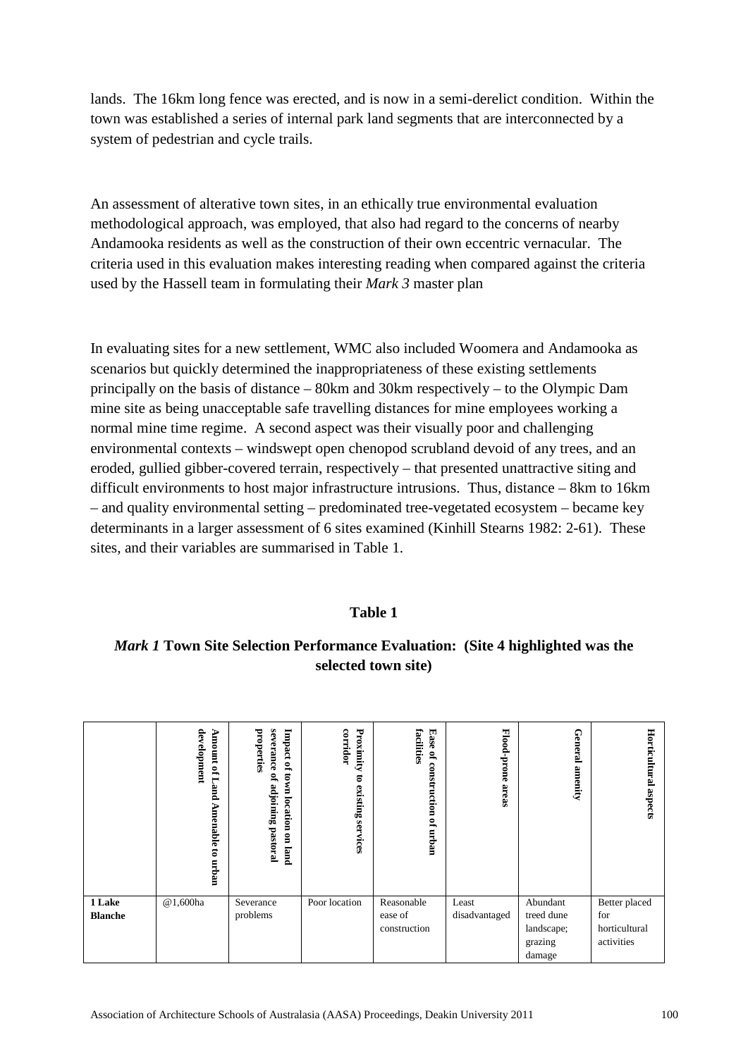lands. The 16km long fence was erected, and is now in a semi-derelict condition. Within the town was established a series of internal park land segments that are interconnected by a system of pedestrian and cycle trails.

An assessment of alterative town sites, in an ethically true environmental evaluation methodological approach, was employed, that also had regard to the concerns of nearby Andamooka residents as well as the construction of their own eccentric vernacular. The criteria used in this evaluation makes interesting reading when compared against the criteria used by the Hassell team in formulating their *Mark 3* master plan

In evaluating sites for a new settlement, WMC also included Woomera and Andamooka as scenarios but quickly determined the inappropriateness of these existing settlements principally on the basis of distance – 80km and 30km respectively – to the Olympic Dam mine site as being unacceptable safe travelling distances for mine employees working a normal mine time regime. A second aspect was their visually poor and challenging environmental contexts – windswept open chenopod scrubland devoid of any trees, and an eroded, gullied gibber-covered terrain, respectively – that presented unattractive siting and difficult environments to host major infrastructure intrusions. Thus, distance – 8km to 16km – and quality environmental setting – predominated tree-vegetated ecosystem – became key determinants in a larger assessment of 6 sites examined (Kinhill Stearns 1982: 2-61). These sites, and their variables are summarised in Table 1.

**Table 1**

***Mark 1* Town Site Selection Performance Evaluation: (Site 4 highlighted was the selected town site)**

| | **Amount of Land Amenable to urban development** | **Impact of town location on land severance of adjoining pastoral properties** | **Proximity to existing services corridor** | **Ease of construction of urban facilities** | **Flood-prone areas** | **General amenity** | **Horticultural aspects** |
|---|---|---|---|---|---|---|---|
| **1 Lake Blanche** | @1,600ha | Severance problems | Poor location | Reasonable ease of construction | Least disadvantaged | Abundant treed dune landscape; grazing damage | Better placed for horticultural activities |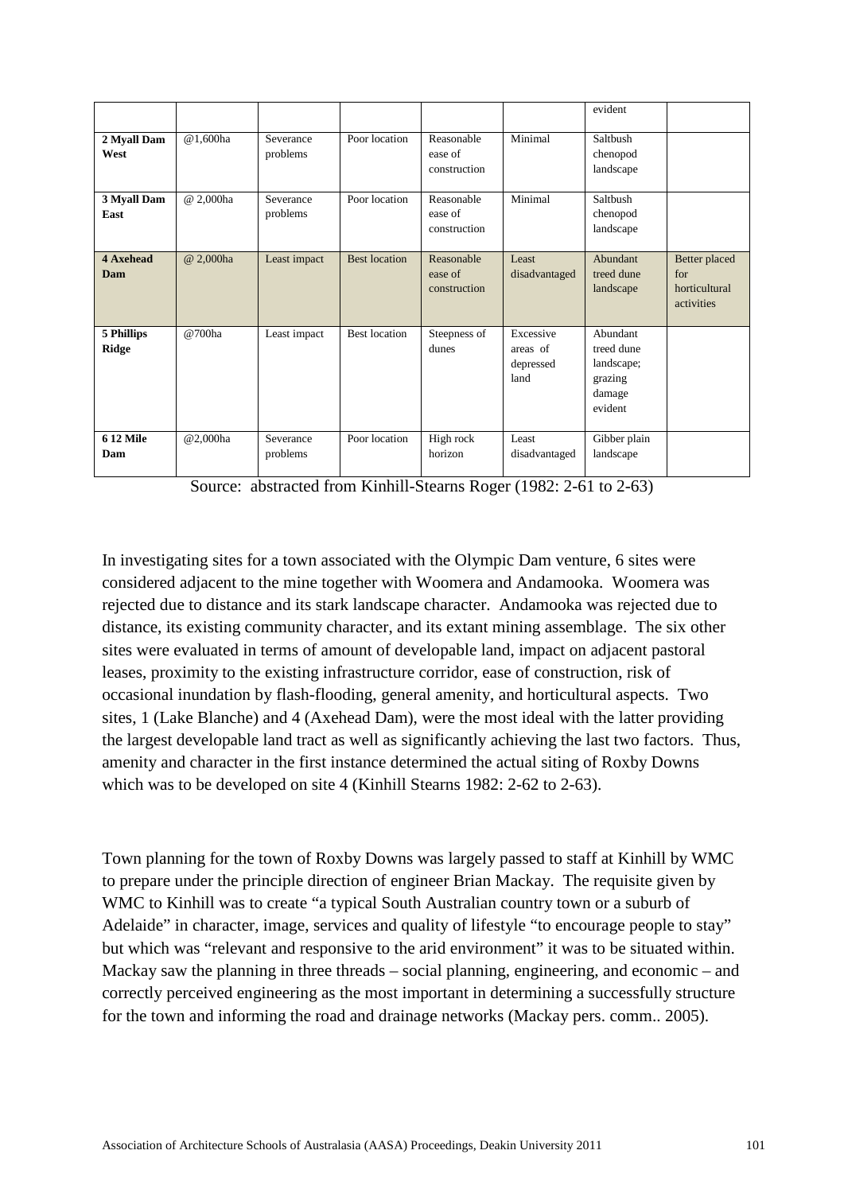|  |  |  |  |  |  | evident |  |
|---|---|---|---|---|---|---|---|
| **2 Myall Dam West** | @1,600ha | Severance problems | Poor location | Reasonable ease of construction | Minimal | Saltbush chenopod landscape |  |
| **3 Myall Dam East** | @ 2,000ha | Severance problems | Poor location | Reasonable ease of construction | Minimal | Saltbush chenopod landscape |  |
| **4 Axehead Dam** | @ 2,000ha | Least impact | Best location | Reasonable ease of construction | Least disadvantaged | Abundant treed dune landscape | Better placed for horticultural activities |
| **5 Phillips Ridge** | @700ha | Least impact | Best location | Steepness of dunes | Excessive areas of depressed land | Abundant treed dune landscape; grazing damage evident |  |
| **6 12 Mile Dam** | @2,000ha | Severance problems | Poor location | High rock horizon | Least disadvantaged | Gibber plain landscape |  |

Source: abstracted from Kinhill-Stearns Roger (1982: 2-61 to 2-63)

In investigating sites for a town associated with the Olympic Dam venture, 6 sites were considered adjacent to the mine together with Woomera and Andamooka. Woomera was rejected due to distance and its stark landscape character. Andamooka was rejected due to distance, its existing community character, and its extant mining assemblage. The six other sites were evaluated in terms of amount of developable land, impact on adjacent pastoral leases, proximity to the existing infrastructure corridor, ease of construction, risk of occasional inundation by flash-flooding, general amenity, and horticultural aspects. Two sites, 1 (Lake Blanche) and 4 (Axehead Dam), were the most ideal with the latter providing the largest developable land tract as well as significantly achieving the last two factors. Thus, amenity and character in the first instance determined the actual siting of Roxby Downs which was to be developed on site 4 (Kinhill Stearns 1982: 2-62 to 2-63).

Town planning for the town of Roxby Downs was largely passed to staff at Kinhill by WMC to prepare under the principle direction of engineer Brian Mackay. The requisite given by WMC to Kinhill was to create "a typical South Australian country town or a suburb of Adelaide" in character, image, services and quality of lifestyle "to encourage people to stay" but which was "relevant and responsive to the arid environment" it was to be situated within. Mackay saw the planning in three threads – social planning, engineering, and economic – and correctly perceived engineering as the most important in determining a successfully structure for the town and informing the road and drainage networks (Mackay pers. comm.. 2005).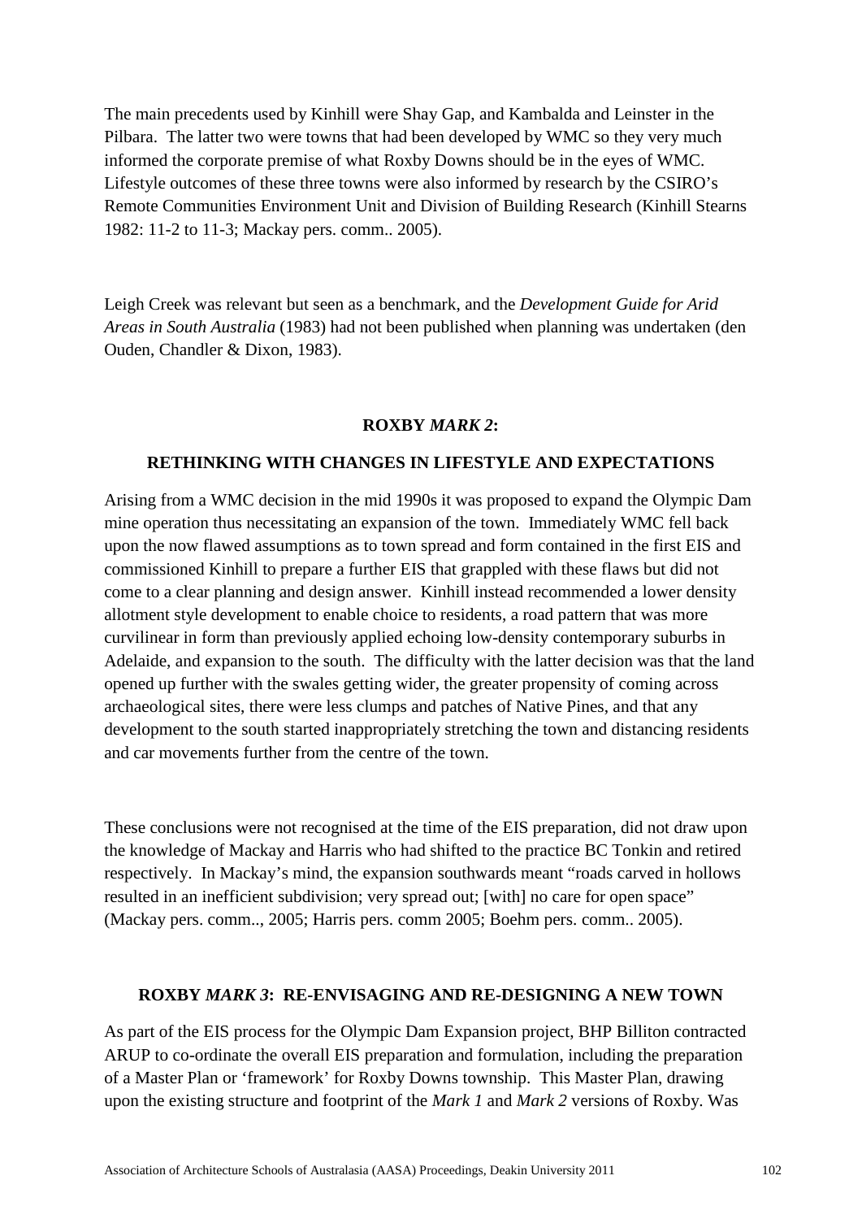The main precedents used by Kinhill were Shay Gap, and Kambalda and Leinster in the Pilbara. The latter two were towns that had been developed by WMC so they very much informed the corporate premise of what Roxby Downs should be in the eyes of WMC. Lifestyle outcomes of these three towns were also informed by research by the CSIRO's Remote Communities Environment Unit and Division of Building Research (Kinhill Stearns 1982: 11-2 to 11-3; Mackay pers. comm.. 2005).

Leigh Creek was relevant but seen as a benchmark, and the *Development Guide for Arid Areas in South Australia* (1983) had not been published when planning was undertaken (den Ouden, Chandler & Dixon, 1983).

## ROXBY *MARK 2*:

## RETHINKING WITH CHANGES IN LIFESTYLE AND EXPECTATIONS

Arising from a WMC decision in the mid 1990s it was proposed to expand the Olympic Dam mine operation thus necessitating an expansion of the town. Immediately WMC fell back upon the now flawed assumptions as to town spread and form contained in the first EIS and commissioned Kinhill to prepare a further EIS that grappled with these flaws but did not come to a clear planning and design answer. Kinhill instead recommended a lower density allotment style development to enable choice to residents, a road pattern that was more curvilinear in form than previously applied echoing low-density contemporary suburbs in Adelaide, and expansion to the south. The difficulty with the latter decision was that the land opened up further with the swales getting wider, the greater propensity of coming across archaeological sites, there were less clumps and patches of Native Pines, and that any development to the south started inappropriately stretching the town and distancing residents and car movements further from the centre of the town.

These conclusions were not recognised at the time of the EIS preparation, did not draw upon the knowledge of Mackay and Harris who had shifted to the practice BC Tonkin and retired respectively. In Mackay's mind, the expansion southwards meant "roads carved in hollows resulted in an inefficient subdivision; very spread out; [with] no care for open space" (Mackay pers. comm.., 2005; Harris pers. comm 2005; Boehm pers. comm.. 2005).

## ROXBY *MARK 3*: RE-ENVISAGING AND RE-DESIGNING A NEW TOWN

As part of the EIS process for the Olympic Dam Expansion project, BHP Billiton contracted ARUP to co-ordinate the overall EIS preparation and formulation, including the preparation of a Master Plan or 'framework' for Roxby Downs township. This Master Plan, drawing upon the existing structure and footprint of the *Mark 1* and *Mark 2* versions of Roxby. Was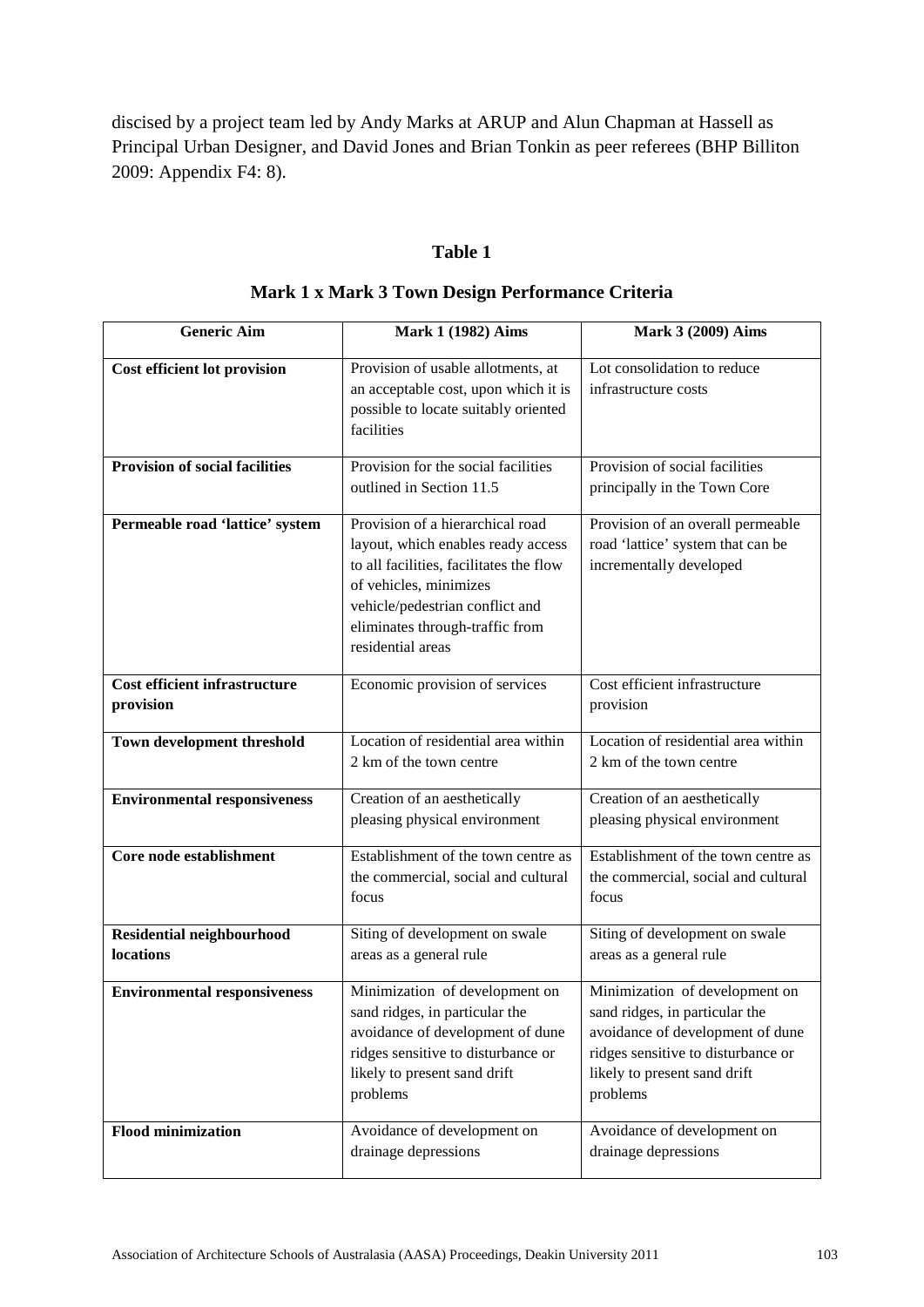discised by a project team led by Andy Marks at ARUP and Alun Chapman at Hassell as Principal Urban Designer, and David Jones and Brian Tonkin as peer referees (BHP Billiton 2009: Appendix F4: 8).

**Table 1**

**Mark 1 x Mark 3 Town Design Performance Criteria**

| Generic Aim | Mark 1 (1982) Aims | Mark 3 (2009) Aims |
|---|---|---|
| **Cost efficient lot provision** | Provision of usable allotments, at an acceptable cost, upon which it is possible to locate suitably oriented facilities | Lot consolidation to reduce infrastructure costs |
| **Provision of social facilities** | Provision for the social facilities outlined in Section 11.5 | Provision of social facilities principally in the Town Core |
| **Permeable road 'lattice' system** | Provision of a hierarchical road layout, which enables ready access to all facilities, facilitates the flow of vehicles, minimizes vehicle/pedestrian conflict and eliminates through-traffic from residential areas | Provision of an overall permeable road 'lattice' system that can be incrementally developed |
| **Cost efficient infrastructure provision** | Economic provision of services | Cost efficient infrastructure provision |
| **Town development threshold** | Location of residential area within 2 km of the town centre | Location of residential area within 2 km of the town centre |
| **Environmental responsiveness** | Creation of an aesthetically pleasing physical environment | Creation of an aesthetically pleasing physical environment |
| **Core node establishment** | Establishment of the town centre as the commercial, social and cultural focus | Establishment of the town centre as the commercial, social and cultural focus |
| **Residential neighbourhood locations** | Siting of development on swale areas as a general rule | Siting of development on swale areas as a general rule |
| **Environmental responsiveness** | Minimization of development on sand ridges, in particular the avoidance of development of dune ridges sensitive to disturbance or likely to present sand drift problems | Minimization of development on sand ridges, in particular the avoidance of development of dune ridges sensitive to disturbance or likely to present sand drift problems |
| **Flood minimization** | Avoidance of development on drainage depressions | Avoidance of development on drainage depressions |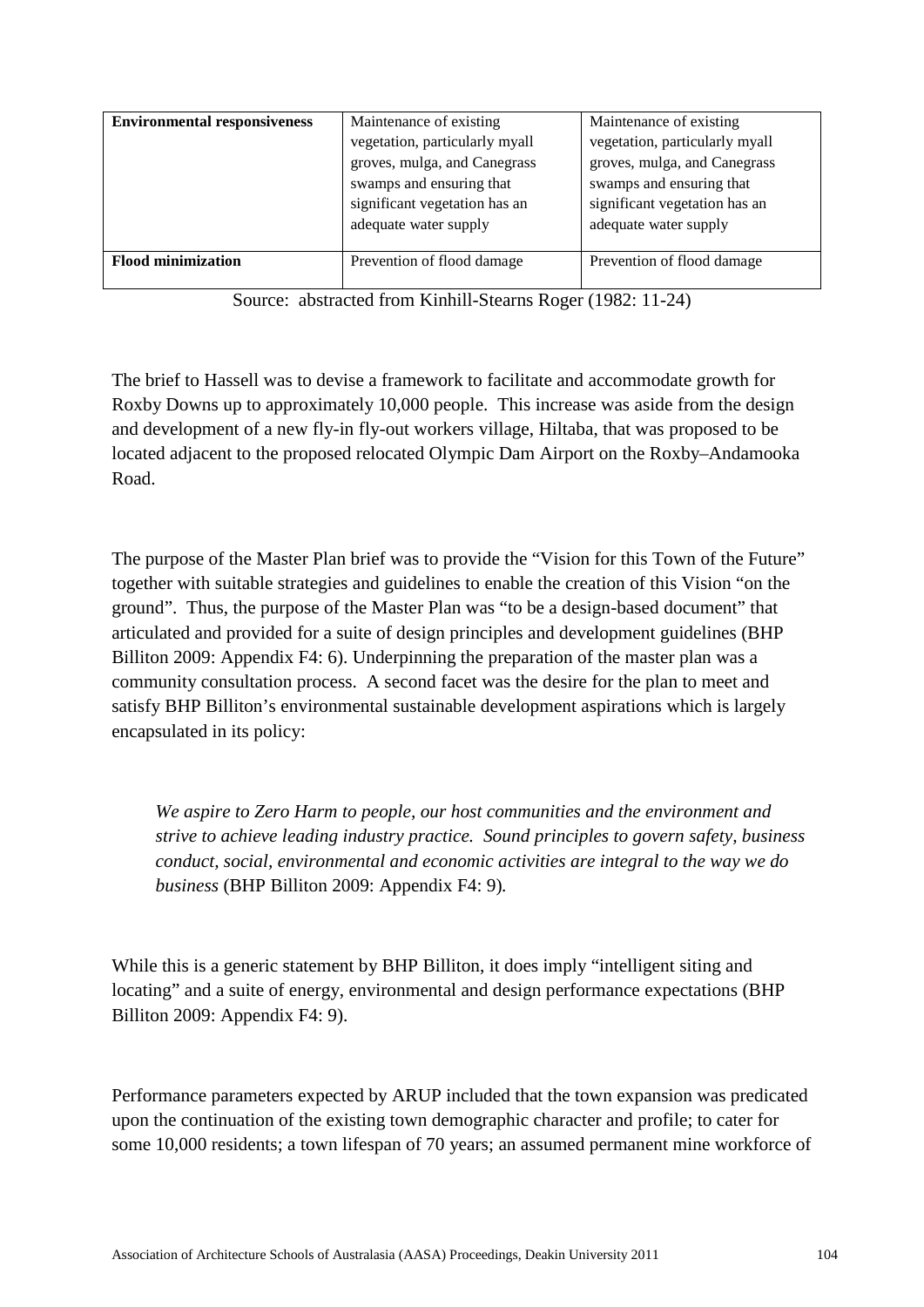| **Environmental responsiveness** | Maintenance of existing vegetation, particularly myall groves, mulga, and Canegrass swamps and ensuring that significant vegetation has an adequate water supply | Maintenance of existing vegetation, particularly myall groves, mulga, and Canegrass swamps and ensuring that significant vegetation has an adequate water supply |
|---|---|---|
| **Flood minimization** | Prevention of flood damage | Prevention of flood damage |

Source: abstracted from Kinhill-Stearns Roger (1982: 11-24)

The brief to Hassell was to devise a framework to facilitate and accommodate growth for Roxby Downs up to approximately 10,000 people. This increase was aside from the design and development of a new fly-in fly-out workers village, Hiltaba, that was proposed to be located adjacent to the proposed relocated Olympic Dam Airport on the Roxby–Andamooka Road.

The purpose of the Master Plan brief was to provide the "Vision for this Town of the Future" together with suitable strategies and guidelines to enable the creation of this Vision "on the ground". Thus, the purpose of the Master Plan was "to be a design-based document" that articulated and provided for a suite of design principles and development guidelines (BHP Billiton 2009: Appendix F4: 6). Underpinning the preparation of the master plan was a community consultation process. A second facet was the desire for the plan to meet and satisfy BHP Billiton's environmental sustainable development aspirations which is largely encapsulated in its policy:

> *We aspire to Zero Harm to people, our host communities and the environment and strive to achieve leading industry practice. Sound principles to govern safety, business conduct, social, environmental and economic activities are integral to the way we do business* (BHP Billiton 2009: Appendix F4: 9).

While this is a generic statement by BHP Billiton, it does imply "intelligent siting and locating" and a suite of energy, environmental and design performance expectations (BHP Billiton 2009: Appendix F4: 9).

Performance parameters expected by ARUP included that the town expansion was predicated upon the continuation of the existing town demographic character and profile; to cater for some 10,000 residents; a town lifespan of 70 years; an assumed permanent mine workforce of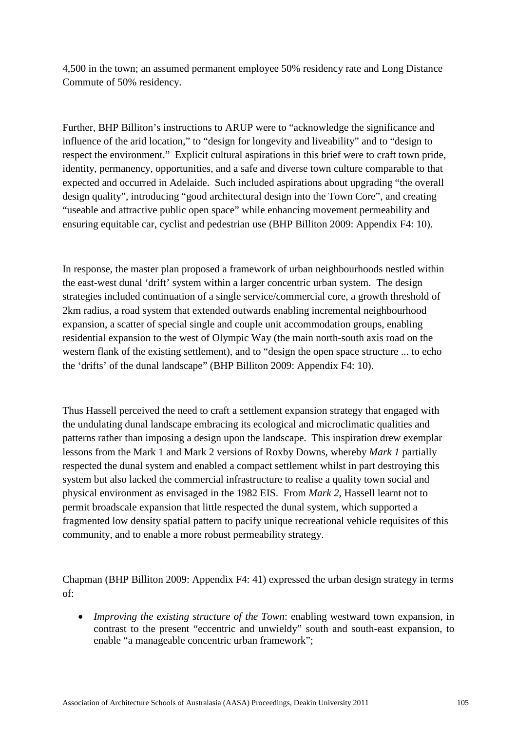4,500 in the town; an assumed permanent employee 50% residency rate and Long Distance Commute of 50% residency.

Further, BHP Billiton's instructions to ARUP were to "acknowledge the significance and influence of the arid location," to "design for longevity and liveability" and to "design to respect the environment." Explicit cultural aspirations in this brief were to craft town pride, identity, permanency, opportunities, and a safe and diverse town culture comparable to that expected and occurred in Adelaide. Such included aspirations about upgrading "the overall design quality", introducing "good architectural design into the Town Core", and creating "useable and attractive public open space" while enhancing movement permeability and ensuring equitable car, cyclist and pedestrian use (BHP Billiton 2009: Appendix F4: 10).

In response, the master plan proposed a framework of urban neighbourhoods nestled within the east-west dunal 'drift' system within a larger concentric urban system. The design strategies included continuation of a single service/commercial core, a growth threshold of 2km radius, a road system that extended outwards enabling incremental neighbourhood expansion, a scatter of special single and couple unit accommodation groups, enabling residential expansion to the west of Olympic Way (the main north-south axis road on the western flank of the existing settlement), and to "design the open space structure ... to echo the 'drifts' of the dunal landscape" (BHP Billiton 2009: Appendix F4: 10).

Thus Hassell perceived the need to craft a settlement expansion strategy that engaged with the undulating dunal landscape embracing its ecological and microclimatic qualities and patterns rather than imposing a design upon the landscape. This inspiration drew exemplar lessons from the Mark 1 and Mark 2 versions of Roxby Downs, whereby *Mark 1* partially respected the dunal system and enabled a compact settlement whilst in part destroying this system but also lacked the commercial infrastructure to realise a quality town social and physical environment as envisaged in the 1982 EIS. From *Mark 2*, Hassell learnt not to permit broadscale expansion that little respected the dunal system, which supported a fragmented low density spatial pattern to pacify unique recreational vehicle requisites of this community, and to enable a more robust permeability strategy.

Chapman (BHP Billiton 2009: Appendix F4: 41) expressed the urban design strategy in terms of:

- *Improving the existing structure of the Town*: enabling westward town expansion, in contrast to the present "eccentric and unwieldy" south and south-east expansion, to enable "a manageable concentric urban framework";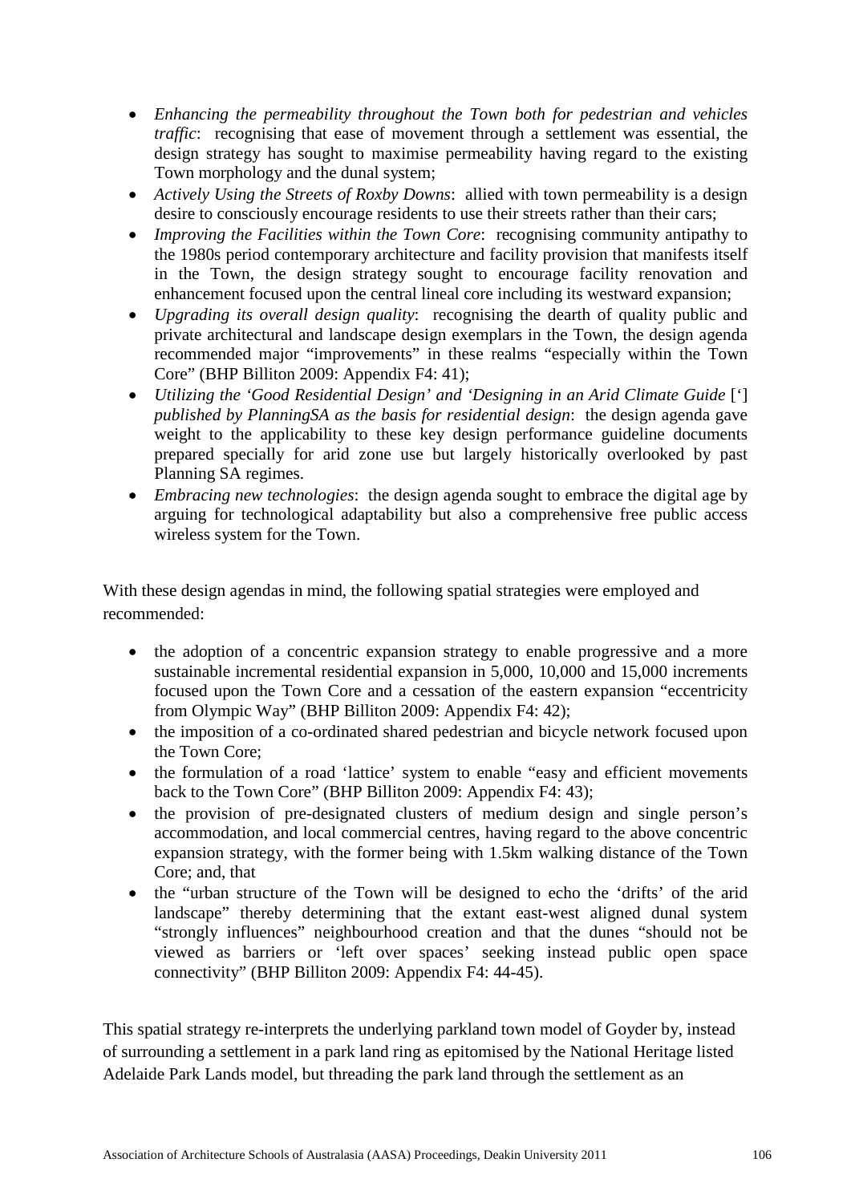- *Enhancing the permeability throughout the Town both for pedestrian and vehicles traffic*: recognising that ease of movement through a settlement was essential, the design strategy has sought to maximise permeability having regard to the existing Town morphology and the dunal system;
- *Actively Using the Streets of Roxby Downs*: allied with town permeability is a design desire to consciously encourage residents to use their streets rather than their cars;
- *Improving the Facilities within the Town Core*: recognising community antipathy to the 1980s period contemporary architecture and facility provision that manifests itself in the Town, the design strategy sought to encourage facility renovation and enhancement focused upon the central lineal core including its westward expansion;
- *Upgrading its overall design quality*: recognising the dearth of quality public and private architectural and landscape design exemplars in the Town, the design agenda recommended major "improvements" in these realms "especially within the Town Core" (BHP Billiton 2009: Appendix F4: 41);
- *Utilizing the 'Good Residential Design' and 'Designing in an Arid Climate Guide* ['] *published by PlanningSA as the basis for residential design*: the design agenda gave weight to the applicability to these key design performance guideline documents prepared specially for arid zone use but largely historically overlooked by past Planning SA regimes.
- *Embracing new technologies*: the design agenda sought to embrace the digital age by arguing for technological adaptability but also a comprehensive free public access wireless system for the Town.

With these design agendas in mind, the following spatial strategies were employed and recommended:

- the adoption of a concentric expansion strategy to enable progressive and a more sustainable incremental residential expansion in 5,000, 10,000 and 15,000 increments focused upon the Town Core and a cessation of the eastern expansion "eccentricity from Olympic Way" (BHP Billiton 2009: Appendix F4: 42);
- the imposition of a co-ordinated shared pedestrian and bicycle network focused upon the Town Core;
- the formulation of a road 'lattice' system to enable "easy and efficient movements back to the Town Core" (BHP Billiton 2009: Appendix F4: 43);
- the provision of pre-designated clusters of medium design and single person's accommodation, and local commercial centres, having regard to the above concentric expansion strategy, with the former being with 1.5km walking distance of the Town Core; and, that
- the "urban structure of the Town will be designed to echo the 'drifts' of the arid landscape" thereby determining that the extant east-west aligned dunal system "strongly influences" neighbourhood creation and that the dunes "should not be viewed as barriers or 'left over spaces' seeking instead public open space connectivity" (BHP Billiton 2009: Appendix F4: 44-45).

This spatial strategy re-interprets the underlying parkland town model of Goyder by, instead of surrounding a settlement in a park land ring as epitomised by the National Heritage listed Adelaide Park Lands model, but threading the park land through the settlement as an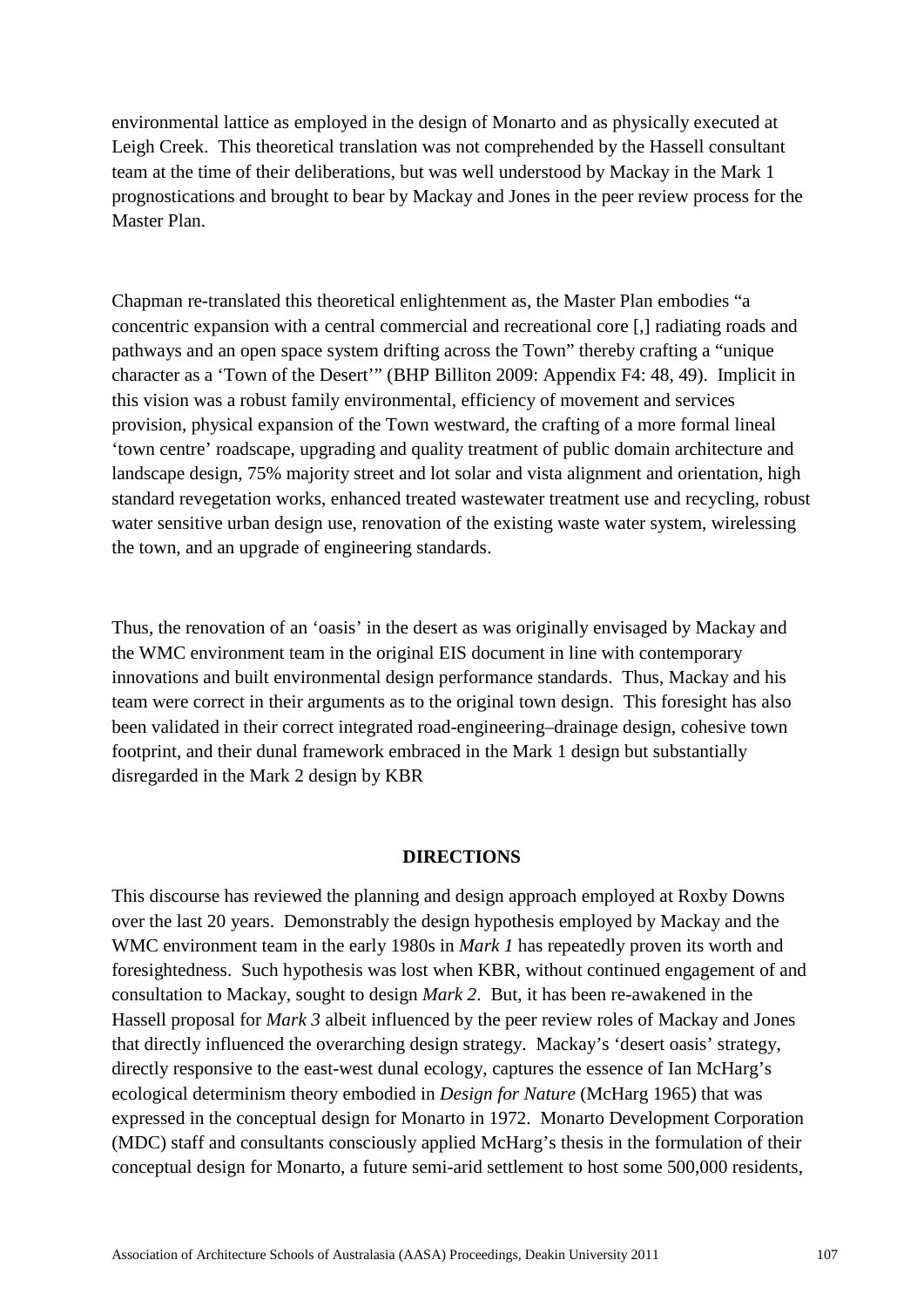environmental lattice as employed in the design of Monarto and as physically executed at Leigh Creek. This theoretical translation was not comprehended by the Hassell consultant team at the time of their deliberations, but was well understood by Mackay in the Mark 1 prognostications and brought to bear by Mackay and Jones in the peer review process for the Master Plan.

Chapman re-translated this theoretical enlightenment as, the Master Plan embodies "a concentric expansion with a central commercial and recreational core [,] radiating roads and pathways and an open space system drifting across the Town" thereby crafting a "unique character as a 'Town of the Desert'" (BHP Billiton 2009: Appendix F4: 48, 49). Implicit in this vision was a robust family environmental, efficiency of movement and services provision, physical expansion of the Town westward, the crafting of a more formal lineal 'town centre' roadscape, upgrading and quality treatment of public domain architecture and landscape design, 75% majority street and lot solar and vista alignment and orientation, high standard revegetation works, enhanced treated wastewater treatment use and recycling, robust water sensitive urban design use, renovation of the existing waste water system, wirelessing the town, and an upgrade of engineering standards.

Thus, the renovation of an 'oasis' in the desert as was originally envisaged by Mackay and the WMC environment team in the original EIS document in line with contemporary innovations and built environmental design performance standards. Thus, Mackay and his team were correct in their arguments as to the original town design. This foresight has also been validated in their correct integrated road-engineering–drainage design, cohesive town footprint, and their dunal framework embraced in the Mark 1 design but substantially disregarded in the Mark 2 design by KBR

## DIRECTIONS

This discourse has reviewed the planning and design approach employed at Roxby Downs over the last 20 years. Demonstrably the design hypothesis employed by Mackay and the WMC environment team in the early 1980s in *Mark 1* has repeatedly proven its worth and foresightedness. Such hypothesis was lost when KBR, without continued engagement of and consultation to Mackay, sought to design *Mark 2*. But, it has been re-awakened in the Hassell proposal for *Mark 3* albeit influenced by the peer review roles of Mackay and Jones that directly influenced the overarching design strategy. Mackay's 'desert oasis' strategy, directly responsive to the east-west dunal ecology, captures the essence of Ian McHarg's ecological determinism theory embodied in *Design for Nature* (McHarg 1965) that was expressed in the conceptual design for Monarto in 1972. Monarto Development Corporation (MDC) staff and consultants consciously applied McHarg's thesis in the formulation of their conceptual design for Monarto, a future semi-arid settlement to host some 500,000 residents,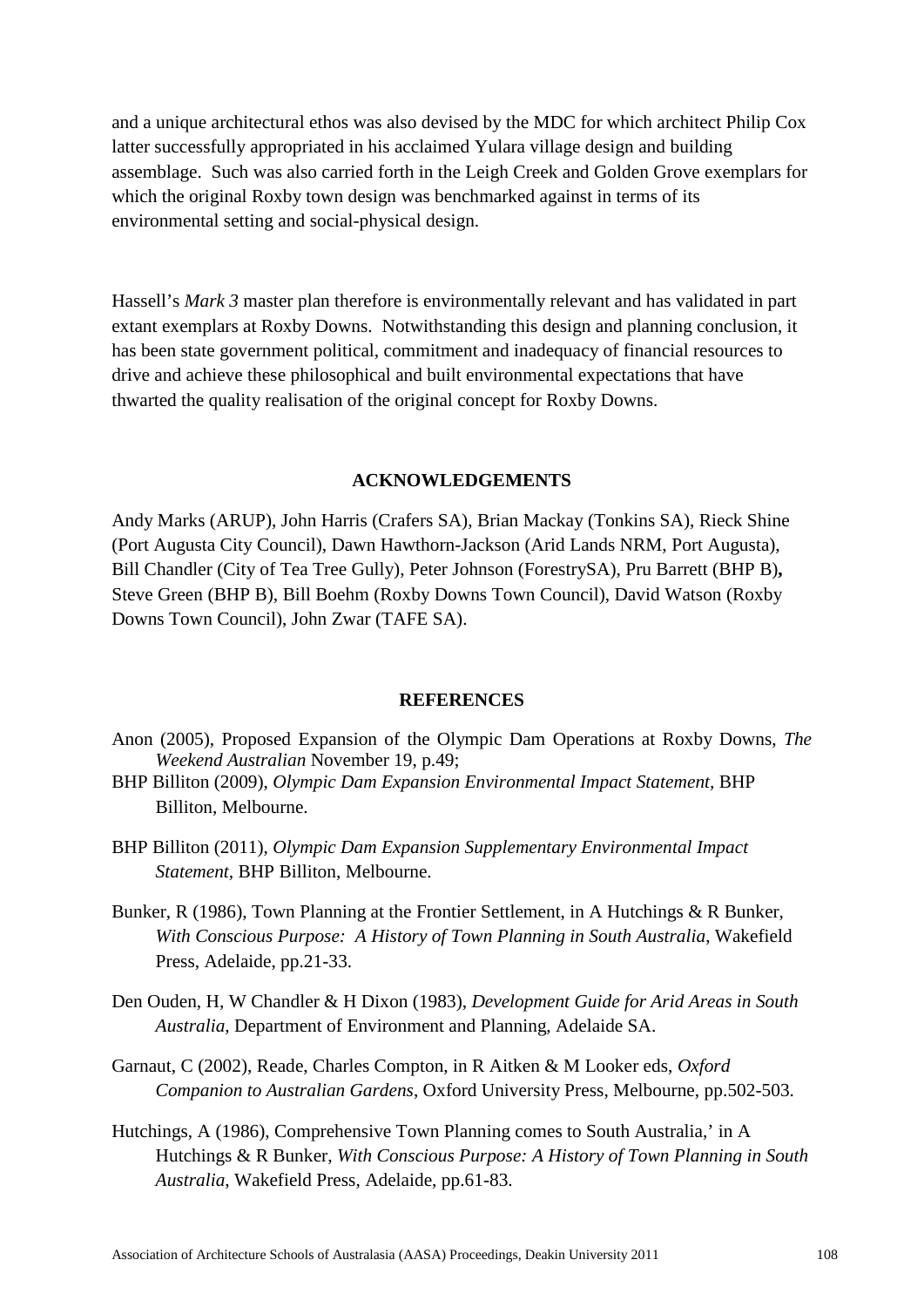and a unique architectural ethos was also devised by the MDC for which architect Philip Cox latter successfully appropriated in his acclaimed Yulara village design and building assemblage. Such was also carried forth in the Leigh Creek and Golden Grove exemplars for which the original Roxby town design was benchmarked against in terms of its environmental setting and social-physical design.

Hassell's *Mark 3* master plan therefore is environmentally relevant and has validated in part extant exemplars at Roxby Downs. Notwithstanding this design and planning conclusion, it has been state government political, commitment and inadequacy of financial resources to drive and achieve these philosophical and built environmental expectations that have thwarted the quality realisation of the original concept for Roxby Downs.

## ACKNOWLEDGEMENTS

Andy Marks (ARUP), John Harris (Crafers SA), Brian Mackay (Tonkins SA), Rieck Shine (Port Augusta City Council), Dawn Hawthorn-Jackson (Arid Lands NRM, Port Augusta), Bill Chandler (City of Tea Tree Gully), Peter Johnson (ForestrySA), Pru Barrett (BHP B)**,** Steve Green (BHP B), Bill Boehm (Roxby Downs Town Council), David Watson (Roxby Downs Town Council), John Zwar (TAFE SA).

## REFERENCES

Anon (2005), Proposed Expansion of the Olympic Dam Operations at Roxby Downs, *The Weekend Australian* November 19, p.49;

BHP Billiton (2009), *Olympic Dam Expansion Environmental Impact Statement*, BHP Billiton, Melbourne.

BHP Billiton (2011), *Olympic Dam Expansion Supplementary Environmental Impact Statement*, BHP Billiton, Melbourne.

Bunker, R (1986), Town Planning at the Frontier Settlement, in A Hutchings & R Bunker, *With Conscious Purpose: A History of Town Planning in South Australia*, Wakefield Press, Adelaide, pp.21-33.

Den Ouden, H, W Chandler & H Dixon (1983), *Development Guide for Arid Areas in South Australia*, Department of Environment and Planning, Adelaide SA.

Garnaut, C (2002), Reade, Charles Compton, in R Aitken & M Looker eds, *Oxford Companion to Australian Gardens*, Oxford University Press, Melbourne, pp.502-503.

Hutchings, A (1986), Comprehensive Town Planning comes to South Australia,' in A Hutchings & R Bunker, *With Conscious Purpose: A History of Town Planning in South Australia*, Wakefield Press, Adelaide, pp.61-83.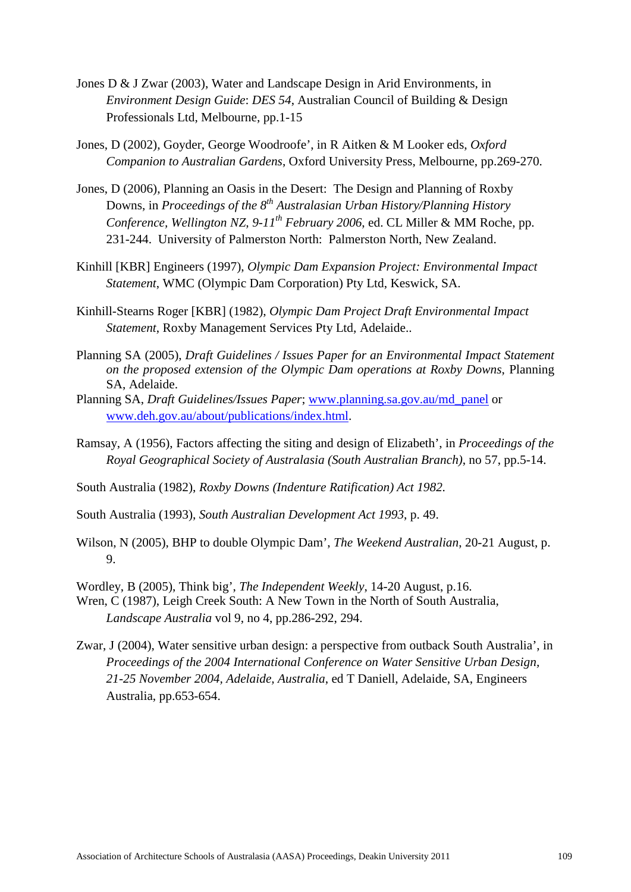Jones D & J Zwar (2003), Water and Landscape Design in Arid Environments, in *Environment Design Guide*: *DES 54*, Australian Council of Building & Design Professionals Ltd, Melbourne, pp.1-15

Jones, D (2002), Goyder, George Woodroofe', in R Aitken & M Looker eds, *Oxford Companion to Australian Gardens*, Oxford University Press, Melbourne, pp.269-270.

Jones, D (2006), Planning an Oasis in the Desert: The Design and Planning of Roxby Downs, in *Proceedings of the 8th Australasian Urban History/Planning History Conference, Wellington NZ, 9-11th February 2006*, ed. CL Miller & MM Roche, pp. 231-244. University of Palmerston North: Palmerston North, New Zealand.

Kinhill [KBR] Engineers (1997), *Olympic Dam Expansion Project: Environmental Impact Statement*, WMC (Olympic Dam Corporation) Pty Ltd, Keswick, SA.

Kinhill-Stearns Roger [KBR] (1982), *Olympic Dam Project Draft Environmental Impact Statement*, Roxby Management Services Pty Ltd, Adelaide..

Planning SA (2005), *Draft Guidelines / Issues Paper for an Environmental Impact Statement on the proposed extension of the Olympic Dam operations at Roxby Downs*, Planning SA, Adelaide.

Planning SA, *Draft Guidelines/Issues Paper*; www.planning.sa.gov.au/md_panel or www.deh.gov.au/about/publications/index.html.

Ramsay, A (1956), Factors affecting the siting and design of Elizabeth', in *Proceedings of the Royal Geographical Society of Australasia (South Australian Branch)*, no 57, pp.5-14.

South Australia (1982), *Roxby Downs (Indenture Ratification) Act 1982.*

South Australia (1993), *South Australian Development Act 1993*, p. 49.

Wilson, N (2005), BHP to double Olympic Dam', *The Weekend Australian*, 20-21 August, p. 9.

Wordley, B (2005), Think big', *The Independent Weekly*, 14-20 August, p.16.

Wren, C (1987), Leigh Creek South: A New Town in the North of South Australia, *Landscape Australia* vol 9, no 4, pp.286-292, 294.

Zwar, J (2004), Water sensitive urban design: a perspective from outback South Australia', in *Proceedings of the 2004 International Conference on Water Sensitive Urban Design, 21-25 November 2004, Adelaide, Australia*, ed T Daniell, Adelaide, SA, Engineers Australia, pp.653-654.